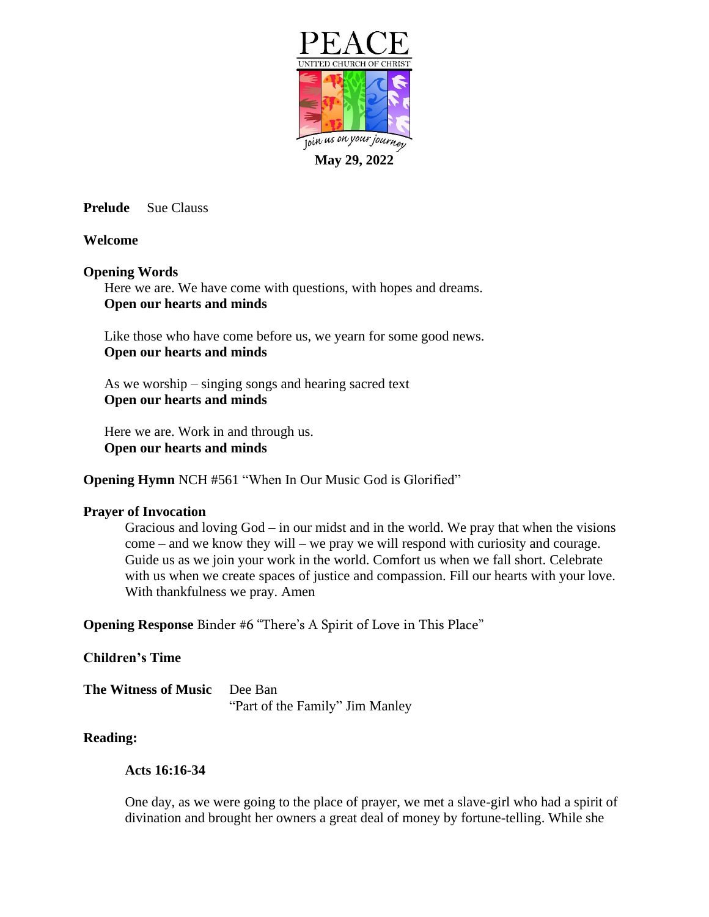# PEACE

UNITED CHURCH OF CHRIST

Join us on your journey

**May 29, 2022**

**Prelude** Sue Clauss

**Welcome**

**Opening Words**

Here we are. We have come with questions, with hopes and dreams.
**Open our hearts and minds**

Like those who have come before us, we yearn for some good news.
**Open our hearts and minds**

As we worship – singing songs and hearing sacred text
**Open our hearts and minds**

Here we are. Work in and through us.
**Open our hearts and minds**

**Opening Hymn** NCH #561 "When In Our Music God is Glorified"

**Prayer of Invocation**

Gracious and loving God – in our midst and in the world. We pray that when the visions come – and we know they will – we pray we will respond with curiosity and courage. Guide us as we join your work in the world. Comfort us when we fall short. Celebrate with us when we create spaces of justice and compassion. Fill our hearts with your love. With thankfulness we pray. Amen

**Opening Response** Binder #6 "There's A Spirit of Love in This Place"

**Children's Time**

**The Witness of Music** Dee Ban
"Part of the Family" Jim Manley

**Reading:**

**Acts 16:16-34**

One day, as we were going to the place of prayer, we met a slave-girl who had a spirit of divination and brought her owners a great deal of money by fortune-telling. While she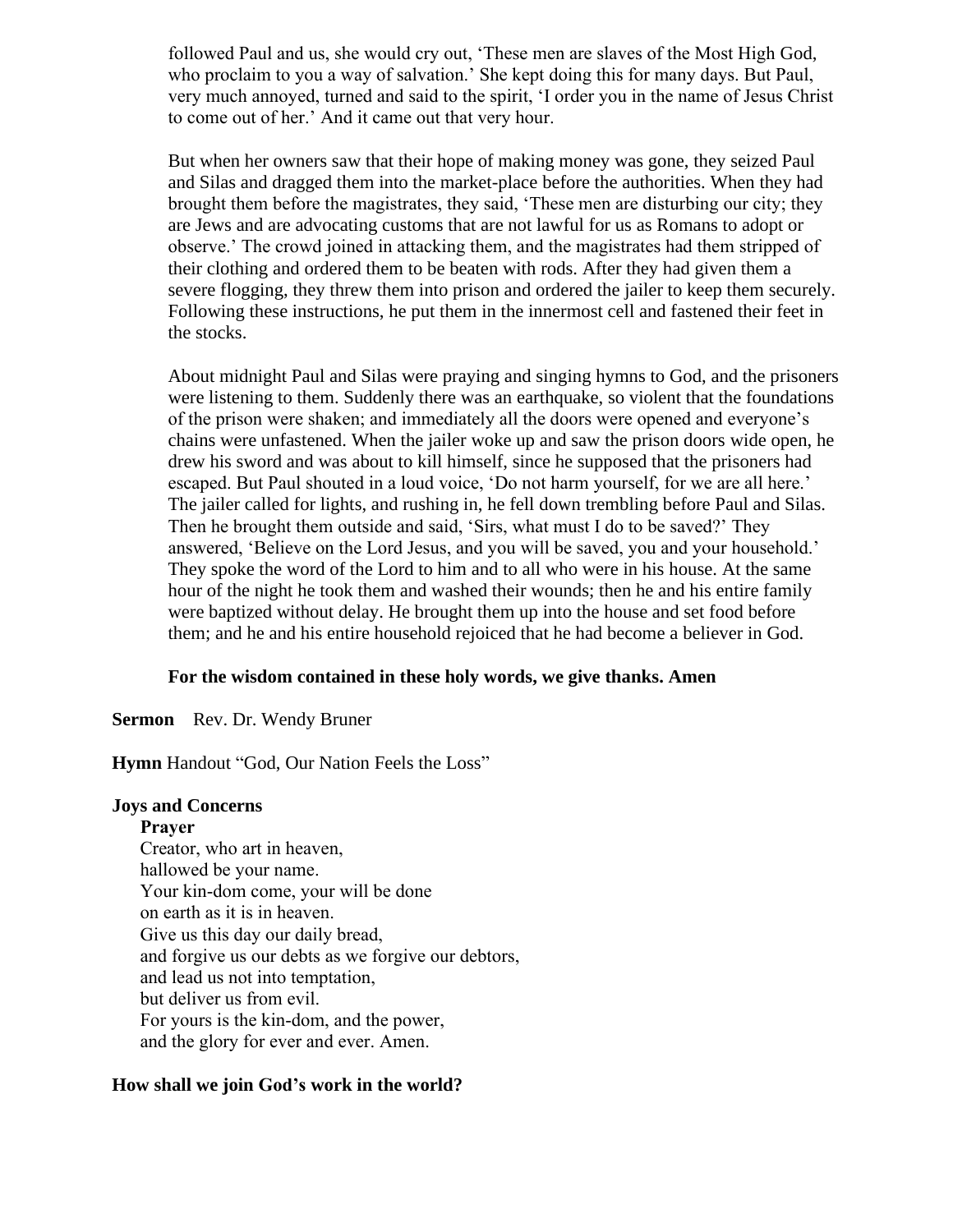followed Paul and us, she would cry out, 'These men are slaves of the Most High God, who proclaim to you a way of salvation.' She kept doing this for many days. But Paul, very much annoyed, turned and said to the spirit, 'I order you in the name of Jesus Christ to come out of her.' And it came out that very hour.

But when her owners saw that their hope of making money was gone, they seized Paul and Silas and dragged them into the market-place before the authorities. When they had brought them before the magistrates, they said, 'These men are disturbing our city; they are Jews and are advocating customs that are not lawful for us as Romans to adopt or observe.' The crowd joined in attacking them, and the magistrates had them stripped of their clothing and ordered them to be beaten with rods. After they had given them a severe flogging, they threw them into prison and ordered the jailer to keep them securely. Following these instructions, he put them in the innermost cell and fastened their feet in the stocks.

About midnight Paul and Silas were praying and singing hymns to God, and the prisoners were listening to them. Suddenly there was an earthquake, so violent that the foundations of the prison were shaken; and immediately all the doors were opened and everyone's chains were unfastened. When the jailer woke up and saw the prison doors wide open, he drew his sword and was about to kill himself, since he supposed that the prisoners had escaped. But Paul shouted in a loud voice, 'Do not harm yourself, for we are all here.' The jailer called for lights, and rushing in, he fell down trembling before Paul and Silas. Then he brought them outside and said, 'Sirs, what must I do to be saved?' They answered, 'Believe on the Lord Jesus, and you will be saved, you and your household.' They spoke the word of the Lord to him and to all who were in his house. At the same hour of the night he took them and washed their wounds; then he and his entire family were baptized without delay. He brought them up into the house and set food before them; and he and his entire household rejoiced that he had become a believer in God.

**For the wisdom contained in these holy words, we give thanks. Amen**

**Sermon** Rev. Dr. Wendy Bruner

**Hymn** Handout "God, Our Nation Feels the Loss"

**Joys and Concerns**

**Prayer**

Creator, who art in heaven,
hallowed be your name.
Your kin-dom come, your will be done
on earth as it is in heaven.
Give us this day our daily bread,
and forgive us our debts as we forgive our debtors,
and lead us not into temptation,
but deliver us from evil.
For yours is the kin-dom, and the power,
and the glory for ever and ever. Amen.

**How shall we join God's work in the world?**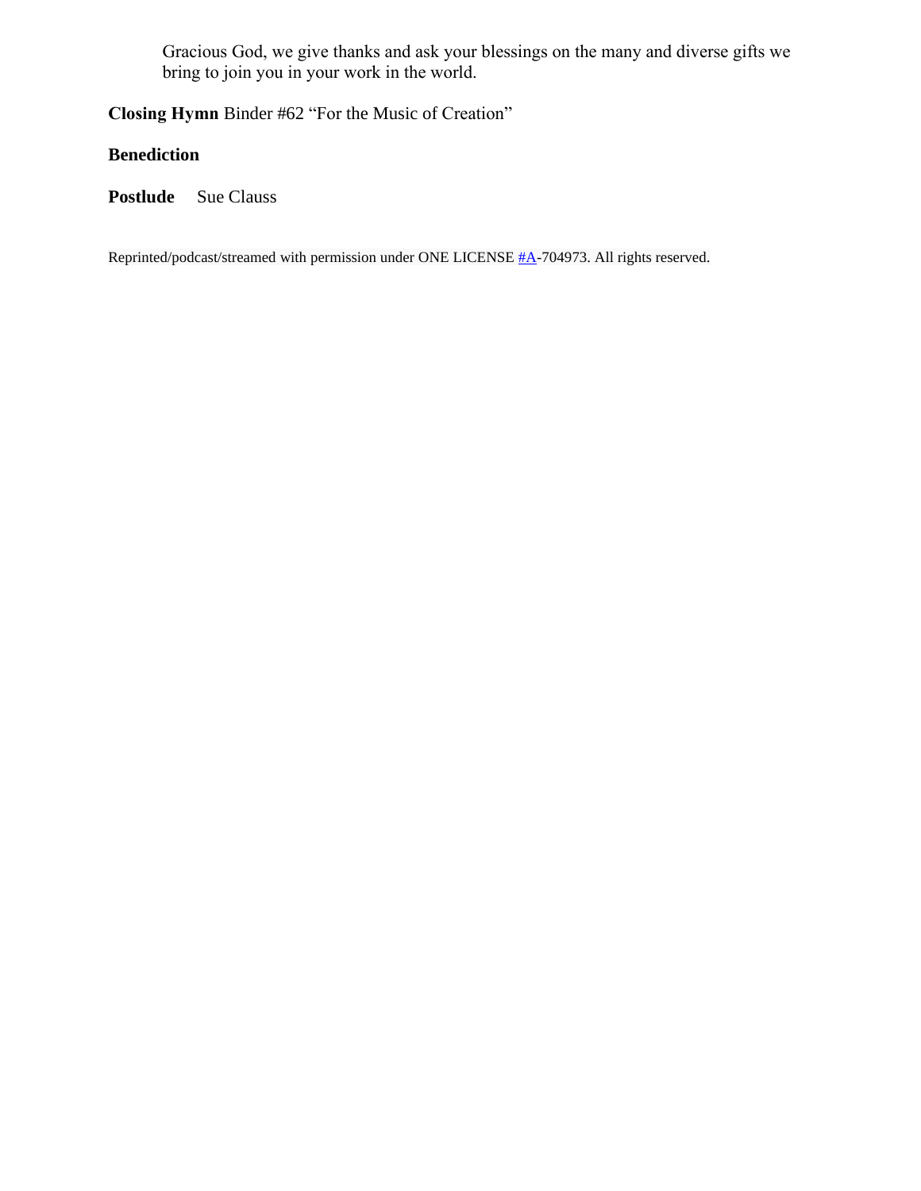Gracious God, we give thanks and ask your blessings on the many and diverse gifts we bring to join you in your work in the world.

**Closing Hymn** Binder #62 "For the Music of Creation"

**Benediction**

**Postlude** Sue Clauss

Reprinted/podcast/streamed with permission under ONE LICENSE #A-704973. All rights reserved.